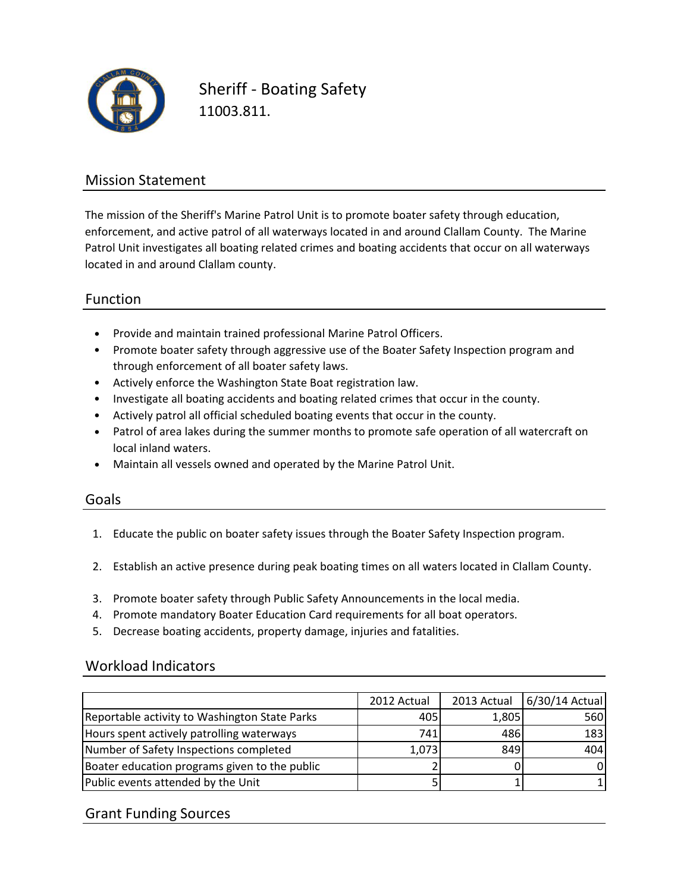# Sheriff - Boating Safety

11003.811.

## Mission Statement

The mission of the Sheriff's Marine Patrol Unit is to promote boater safety through education, enforcement, and active patrol of all waterways located in and around Clallam County. The Marine Patrol Unit investigates all boating related crimes and boating accidents that occur on all waterways located in and around Clallam county.

## Function

- Provide and maintain trained professional Marine Patrol Officers.
- Promote boater safety through aggressive use of the Boater Safety Inspection program and through enforcement of all boater safety laws.
- Actively enforce the Washington State Boat registration law.
- Investigate all boating accidents and boating related crimes that occur in the county.
- Actively patrol all official scheduled boating events that occur in the county.
- Patrol of area lakes during the summer months to promote safe operation of all watercraft on local inland waters.
- Maintain all vessels owned and operated by the Marine Patrol Unit.

## Goals

1. Educate the public on boater safety issues through the Boater Safety Inspection program.
2. Establish an active presence during peak boating times on all waters located in Clallam County.
3. Promote boater safety through Public Safety Announcements in the local media.
4. Promote mandatory Boater Education Card requirements for all boat operators.
5. Decrease boating accidents, property damage, injuries and fatalities.

## Workload Indicators

| | 2012 Actual | 2013 Actual | 6/30/14 Actual |
|---|---|---|---|
| Reportable activity to Washington State Parks | 405 | 1,805 | 560 |
| Hours spent actively patrolling waterways | 741 | 486 | 183 |
| Number of Safety Inspections completed | 1,073 | 849 | 404 |
| Boater education programs given to the public | 2 | 0 | 0 |
| Public events attended by the Unit | 5 | 1 | 1 |

## Grant Funding Sources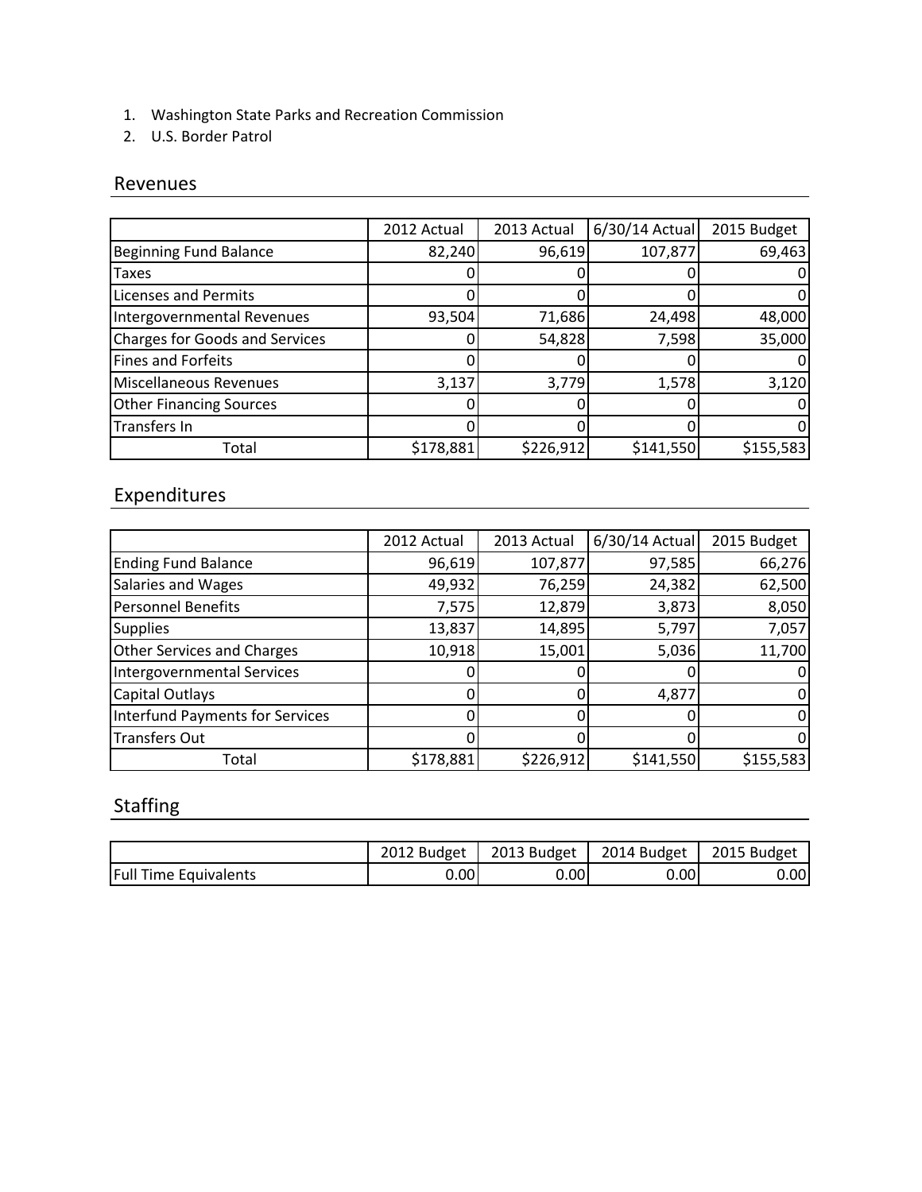1. Washington State Parks and Recreation Commission
2. U.S. Border Patrol

## Revenues

| | 2012 Actual | 2013 Actual | 6/30/14 Actual | 2015 Budget |
|---|---|---|---|---|
| Beginning Fund Balance | 82,240 | 96,619 | 107,877 | 69,463 |
| Taxes | 0 | 0 | 0 | 0 |
| Licenses and Permits | 0 | 0 | 0 | 0 |
| Intergovernmental Revenues | 93,504 | 71,686 | 24,498 | 48,000 |
| Charges for Goods and Services | 0 | 54,828 | 7,598 | 35,000 |
| Fines and Forfeits | 0 | 0 | 0 | 0 |
| Miscellaneous Revenues | 3,137 | 3,779 | 1,578 | 3,120 |
| Other Financing Sources | 0 | 0 | 0 | 0 |
| Transfers In | 0 | 0 | 0 | 0 |
| Total | $178,881 | $226,912 | $141,550 | $155,583 |

## Expenditures

| | 2012 Actual | 2013 Actual | 6/30/14 Actual | 2015 Budget |
|---|---|---|---|---|
| Ending Fund Balance | 96,619 | 107,877 | 97,585 | 66,276 |
| Salaries and Wages | 49,932 | 76,259 | 24,382 | 62,500 |
| Personnel Benefits | 7,575 | 12,879 | 3,873 | 8,050 |
| Supplies | 13,837 | 14,895 | 5,797 | 7,057 |
| Other Services and Charges | 10,918 | 15,001 | 5,036 | 11,700 |
| Intergovernmental Services | 0 | 0 | 0 | 0 |
| Capital Outlays | 0 | 0 | 4,877 | 0 |
| Interfund Payments for Services | 0 | 0 | 0 | 0 |
| Transfers Out | 0 | 0 | 0 | 0 |
| Total | $178,881 | $226,912 | $141,550 | $155,583 |

## Staffing

| | 2012 Budget | 2013 Budget | 2014 Budget | 2015 Budget |
|---|---|---|---|---|
| Full Time Equivalents | 0.00 | 0.00 | 0.00 | 0.00 |